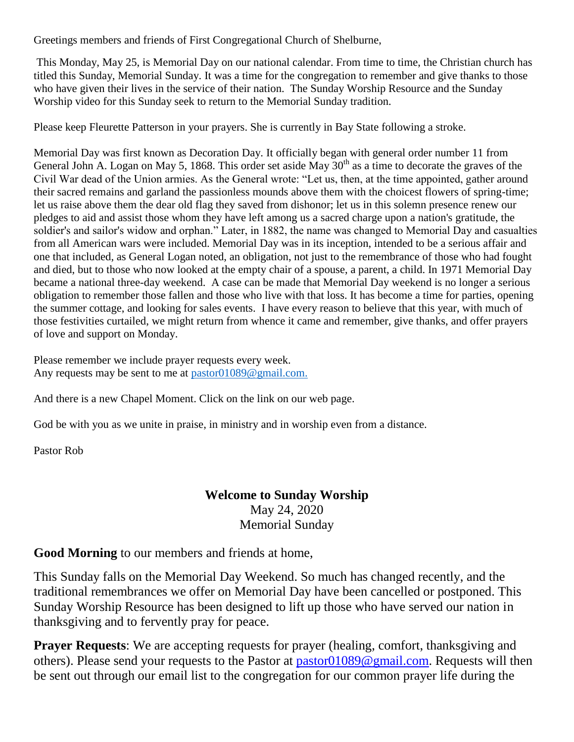Greetings members and friends of First Congregational Church of Shelburne,

This Monday, May 25, is Memorial Day on our national calendar. From time to time, the Christian church has titled this Sunday, Memorial Sunday. It was a time for the congregation to remember and give thanks to those who have given their lives in the service of their nation. The Sunday Worship Resource and the Sunday Worship video for this Sunday seek to return to the Memorial Sunday tradition.

Please keep Fleurette Patterson in your prayers. She is currently in Bay State following a stroke.

Memorial Day was first known as Decoration Day. It officially began with general order number 11 from General John A. Logan on May 5, 1868. This order set aside May 30th as a time to decorate the graves of the Civil War dead of the Union armies. As the General wrote: "Let us, then, at the time appointed, gather around their sacred remains and garland the passionless mounds above them with the choicest flowers of spring-time; let us raise above them the dear old flag they saved from dishonor; let us in this solemn presence renew our pledges to aid and assist those whom they have left among us a sacred charge upon a nation's gratitude, the soldier's and sailor's widow and orphan." Later, in 1882, the name was changed to Memorial Day and casualties from all American wars were included. Memorial Day was in its inception, intended to be a serious affair and one that included, as General Logan noted, an obligation, not just to the remembrance of those who had fought and died, but to those who now looked at the empty chair of a spouse, a parent, a child. In 1971 Memorial Day became a national three-day weekend. A case can be made that Memorial Day weekend is no longer a serious obligation to remember those fallen and those who live with that loss. It has become a time for parties, opening the summer cottage, and looking for sales events. I have every reason to believe that this year, with much of those festivities curtailed, we might return from whence it came and remember, give thanks, and offer prayers of love and support on Monday.

Please remember we include prayer requests every week.
Any requests may be sent to me at pastor01089@gmail.com.

And there is a new Chapel Moment. Click on the link on our web page.

God be with you as we unite in praise, in ministry and in worship even from a distance.

Pastor Rob

## **Welcome to Sunday Worship**

May 24, 2020
Memorial Sunday

**Good Morning** to our members and friends at home,

This Sunday falls on the Memorial Day Weekend. So much has changed recently, and the traditional remembrances we offer on Memorial Day have been cancelled or postponed. This Sunday Worship Resource has been designed to lift up those who have served our nation in thanksgiving and to fervently pray for peace.

**Prayer Requests**: We are accepting requests for prayer (healing, comfort, thanksgiving and others). Please send your requests to the Pastor at pastor01089@gmail.com. Requests will then be sent out through our email list to the congregation for our common prayer life during the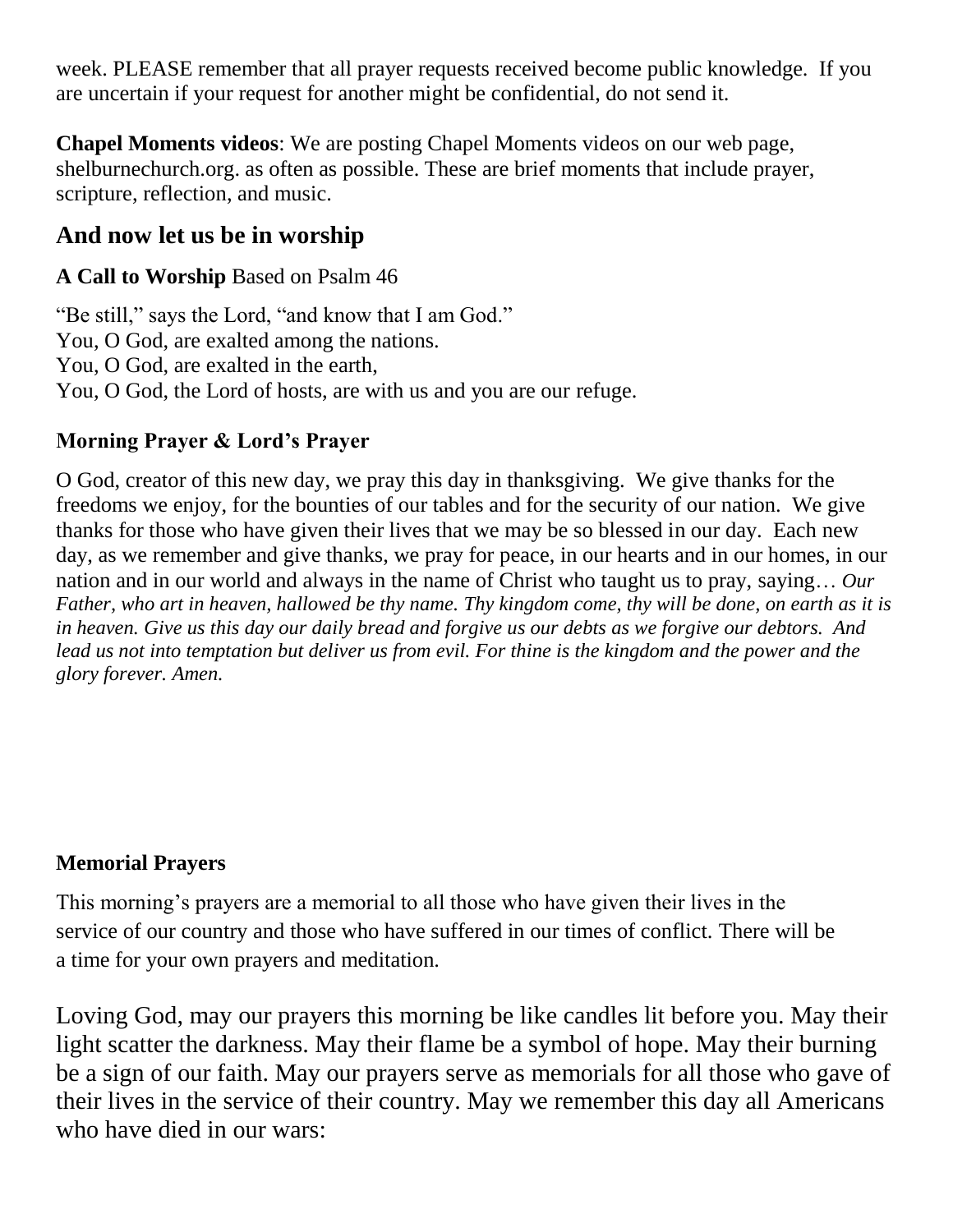week. PLEASE remember that all prayer requests received become public knowledge. If you are uncertain if your request for another might be confidential, do not send it.

**Chapel Moments videos**: We are posting Chapel Moments videos on our web page, shelburnechurch.org. as often as possible. These are brief moments that include prayer, scripture, reflection, and music.

## And now let us be in worship

**A Call to Worship** Based on Psalm 46

"Be still," says the Lord, "and know that I am God."
You, O God, are exalted among the nations.
You, O God, are exalted in the earth,
You, O God, the Lord of hosts, are with us and you are our refuge.

**Morning Prayer & Lord's Prayer**

O God, creator of this new day, we pray this day in thanksgiving. We give thanks for the freedoms we enjoy, for the bounties of our tables and for the security of our nation. We give thanks for those who have given their lives that we may be so blessed in our day. Each new day, as we remember and give thanks, we pray for peace, in our hearts and in our homes, in our nation and in our world and always in the name of Christ who taught us to pray, saying… *Our Father, who art in heaven, hallowed be thy name. Thy kingdom come, thy will be done, on earth as it is in heaven. Give us this day our daily bread and forgive us our debts as we forgive our debtors. And lead us not into temptation but deliver us from evil. For thine is the kingdom and the power and the glory forever. Amen.*

**Memorial Prayers**

This morning's prayers are a memorial to all those who have given their lives in the service of our country and those who have suffered in our times of conflict. There will be a time for your own prayers and meditation.

Loving God, may our prayers this morning be like candles lit before you. May their light scatter the darkness. May their flame be a symbol of hope. May their burning be a sign of our faith. May our prayers serve as memorials for all those who gave of their lives in the service of their country. May we remember this day all Americans who have died in our wars: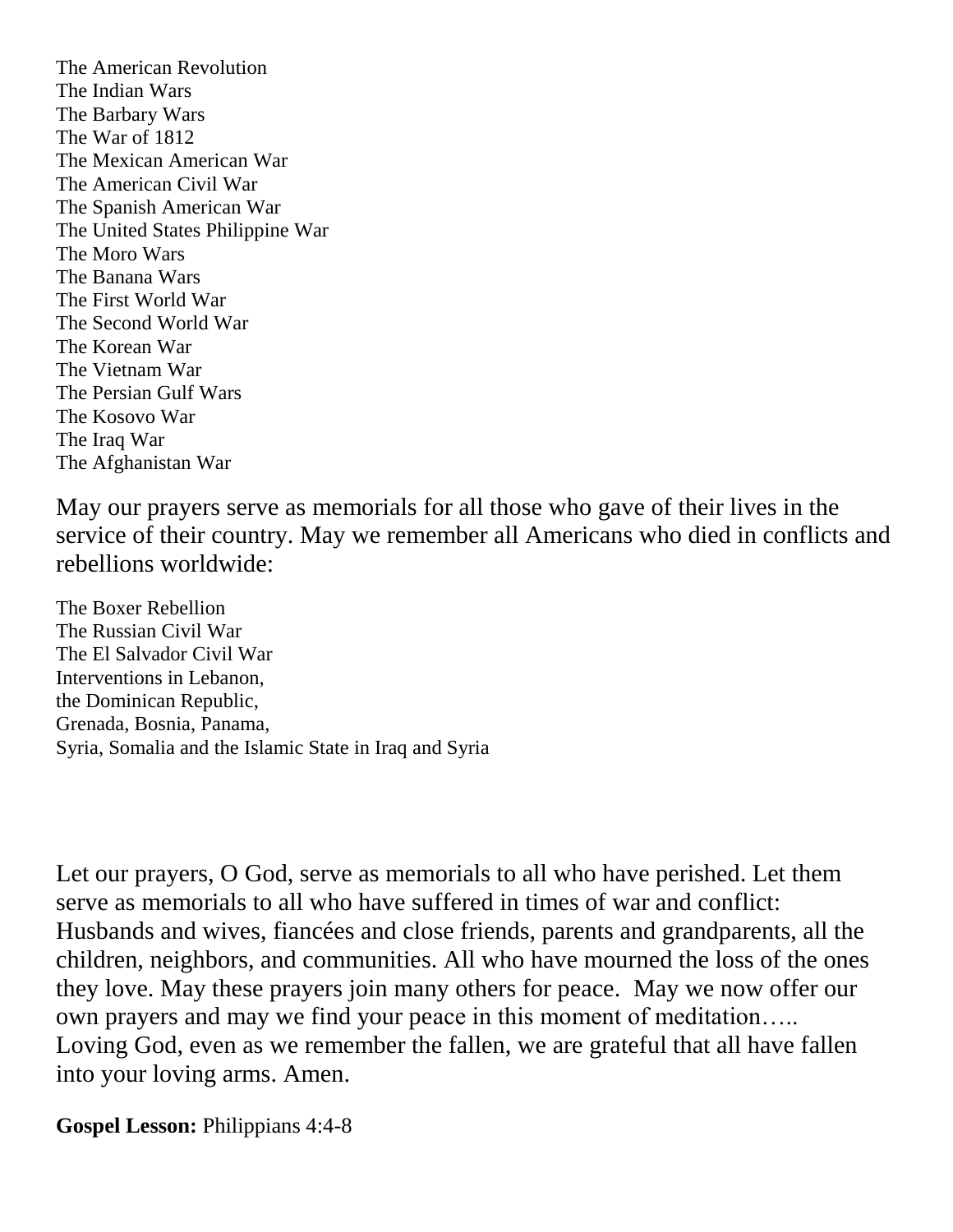The American Revolution
The Indian Wars
The Barbary Wars
The War of 1812
The Mexican American War
The American Civil War
The Spanish American War
The United States Philippine War
The Moro Wars
The Banana Wars
The First World War
The Second World War
The Korean War
The Vietnam War
The Persian Gulf Wars
The Kosovo War
The Iraq War
The Afghanistan War

May our prayers serve as memorials for all those who gave of their lives in the service of their country. May we remember all Americans who died in conflicts and rebellions worldwide:

The Boxer Rebellion
The Russian Civil War
The El Salvador Civil War
Interventions in Lebanon,
the Dominican Republic,
Grenada, Bosnia, Panama,
Syria, Somalia and the Islamic State in Iraq and Syria

Let our prayers, O God, serve as memorials to all who have perished. Let them serve as memorials to all who have suffered in times of war and conflict: Husbands and wives, fiancées and close friends, parents and grandparents, all the children, neighbors, and communities. All who have mourned the loss of the ones they love. May these prayers join many others for peace. May we now offer our own prayers and may we find your peace in this moment of meditation….. Loving God, even as we remember the fallen, we are grateful that all have fallen into your loving arms. Amen.

**Gospel Lesson:** Philippians 4:4-8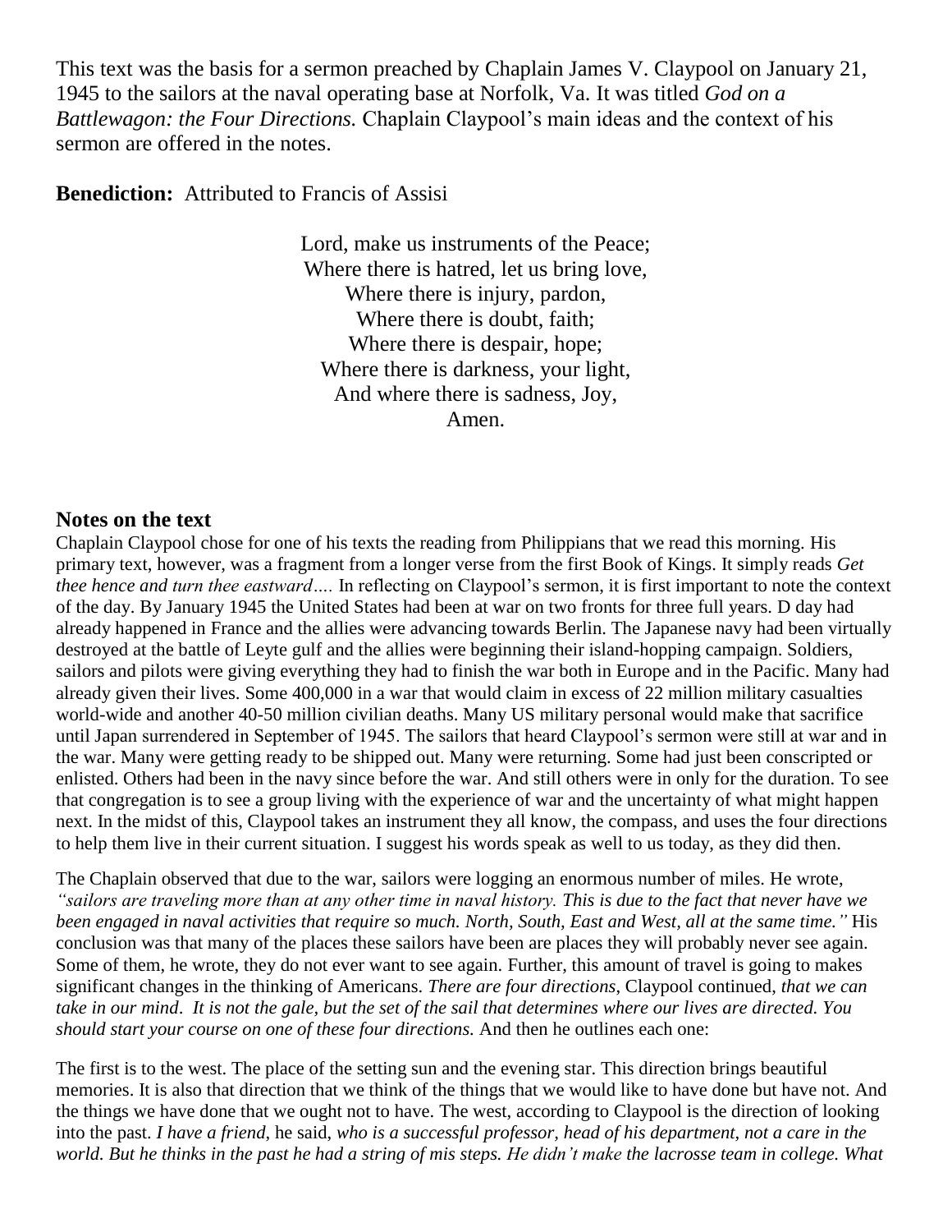This text was the basis for a sermon preached by Chaplain James V. Claypool on January 21, 1945 to the sailors at the naval operating base at Norfolk, Va. It was titled *God on a Battlewagon: the Four Directions.* Chaplain Claypool's main ideas and the context of his sermon are offered in the notes.

**Benediction:** Attributed to Francis of Assisi

Lord, make us instruments of the Peace;
Where there is hatred, let us bring love,
Where there is injury, pardon,
Where there is doubt, faith;
Where there is despair, hope;
Where there is darkness, your light,
And where there is sadness, Joy,
Amen.

## Notes on the text

Chaplain Claypool chose for one of his texts the reading from Philippians that we read this morning. His primary text, however, was a fragment from a longer verse from the first Book of Kings. It simply reads *Get thee hence and turn thee eastward….* In reflecting on Claypool's sermon, it is first important to note the context of the day. By January 1945 the United States had been at war on two fronts for three full years. D day had already happened in France and the allies were advancing towards Berlin. The Japanese navy had been virtually destroyed at the battle of Leyte gulf and the allies were beginning their island-hopping campaign. Soldiers, sailors and pilots were giving everything they had to finish the war both in Europe and in the Pacific. Many had already given their lives. Some 400,000 in a war that would claim in excess of 22 million military casualties world-wide and another 40-50 million civilian deaths. Many US military personal would make that sacrifice until Japan surrendered in September of 1945. The sailors that heard Claypool's sermon were still at war and in the war. Many were getting ready to be shipped out. Many were returning. Some had just been conscripted or enlisted. Others had been in the navy since before the war. And still others were in only for the duration. To see that congregation is to see a group living with the experience of war and the uncertainty of what might happen next. In the midst of this, Claypool takes an instrument they all know, the compass, and uses the four directions to help them live in their current situation. I suggest his words speak as well to us today, as they did then.

The Chaplain observed that due to the war, sailors were logging an enormous number of miles. He wrote, *"sailors are traveling more than at any other time in naval history. This is due to the fact that never have we been engaged in naval activities that require so much. North, South, East and West, all at the same time."* His conclusion was that many of the places these sailors have been are places they will probably never see again. Some of them, he wrote, they do not ever want to see again. Further, this amount of travel is going to makes significant changes in the thinking of Americans. *There are four directions*, Claypool continued, *that we can take in our mind. It is not the gale, but the set of the sail that determines where our lives are directed. You should start your course on one of these four directions.* And then he outlines each one:

The first is to the west. The place of the setting sun and the evening star. This direction brings beautiful memories. It is also that direction that we think of the things that we would like to have done but have not. And the things we have done that we ought not to have. The west, according to Claypool is the direction of looking into the past. *I have a friend*, he said, *who is a successful professor, head of his department, not a care in the world. But he thinks in the past he had a string of mis steps. He didn't make the lacrosse team in college. What*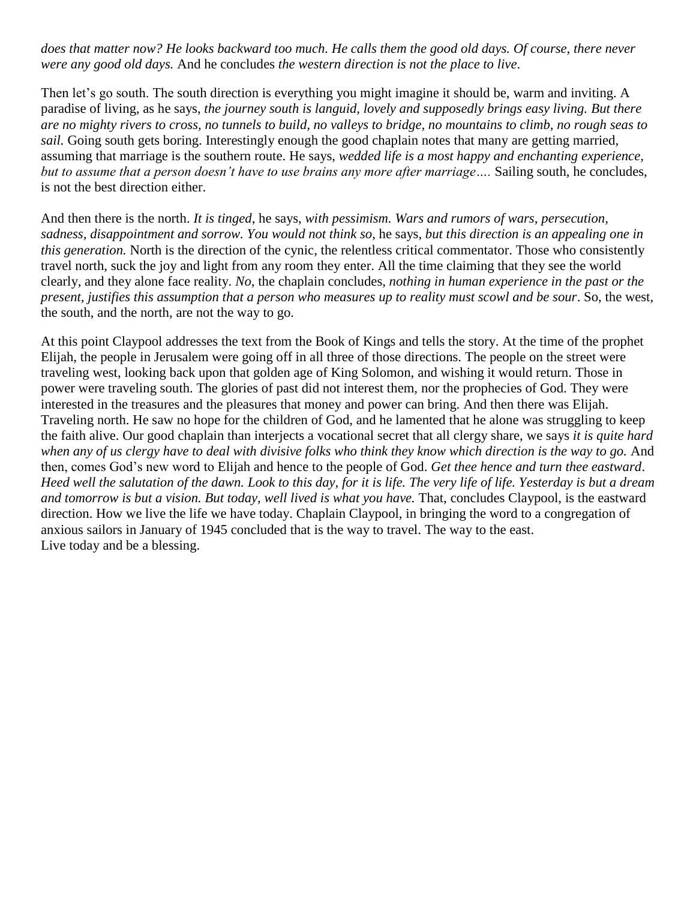*does that matter now? He looks backward too much. He calls them the good old days. Of course, there never were any good old days.* And he concludes *the western direction is not the place to live*.

Then let's go south. The south direction is everything you might imagine it should be, warm and inviting. A paradise of living, as he says, *the journey south is languid, lovely and supposedly brings easy living. But there are no mighty rivers to cross, no tunnels to build, no valleys to bridge, no mountains to climb, no rough seas to sail.* Going south gets boring. Interestingly enough the good chaplain notes that many are getting married, assuming that marriage is the southern route. He says, *wedded life is a most happy and enchanting experience, but to assume that a person doesn't have to use brains any more after marriage….* Sailing south, he concludes, is not the best direction either.

And then there is the north. *It is tinged*, he says, *with pessimism. Wars and rumors of wars, persecution, sadness, disappointment and sorrow. You would not think so*, he says, *but this direction is an appealing one in this generation.* North is the direction of the cynic, the relentless critical commentator. Those who consistently travel north, suck the joy and light from any room they enter. All the time claiming that they see the world clearly, and they alone face reality. *No*, the chaplain concludes, *nothing in human experience in the past or the present, justifies this assumption that a person who measures up to reality must scowl and be sour*. So, the west, the south, and the north, are not the way to go.

At this point Claypool addresses the text from the Book of Kings and tells the story. At the time of the prophet Elijah, the people in Jerusalem were going off in all three of those directions. The people on the street were traveling west, looking back upon that golden age of King Solomon, and wishing it would return. Those in power were traveling south. The glories of past did not interest them, nor the prophecies of God. They were interested in the treasures and the pleasures that money and power can bring. And then there was Elijah. Traveling north. He saw no hope for the children of God, and he lamented that he alone was struggling to keep the faith alive. Our good chaplain than interjects a vocational secret that all clergy share, we says *it is quite hard when any of us clergy have to deal with divisive folks who think they know which direction is the way to go.* And then, comes God's new word to Elijah and hence to the people of God. *Get thee hence and turn thee eastward. Heed well the salutation of the dawn. Look to this day, for it is life. The very life of life. Yesterday is but a dream and tomorrow is but a vision. But today, well lived is what you have.* That, concludes Claypool, is the eastward direction. How we live the life we have today. Chaplain Claypool, in bringing the word to a congregation of anxious sailors in January of 1945 concluded that is the way to travel. The way to the east.
Live today and be a blessing.